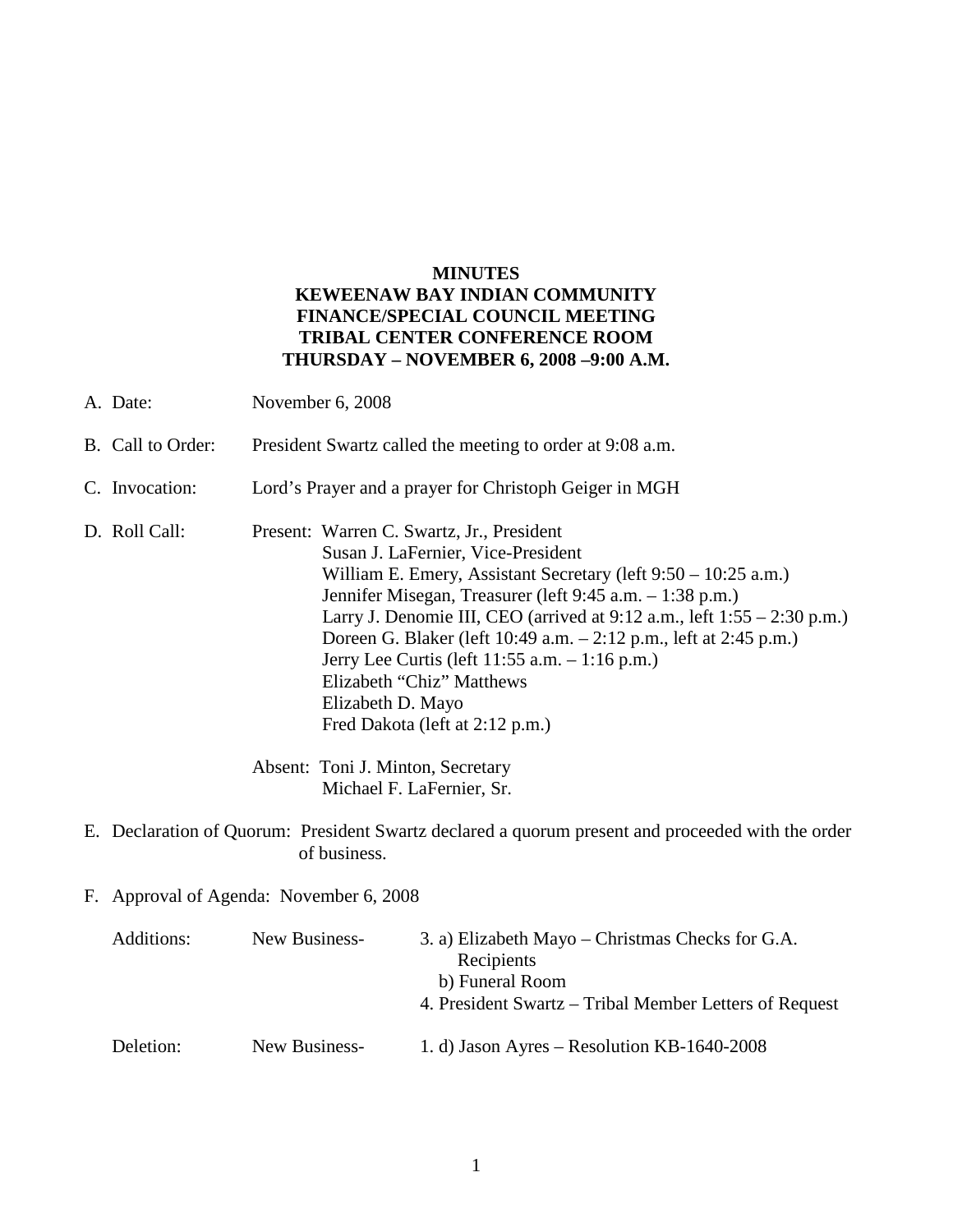# MINUTES
## KEWEENAW BAY INDIAN COMMUNITY
## FINANCE/SPECIAL COUNCIL MEETING
## TRIBAL CENTER CONFERENCE ROOM
## THURSDAY – NOVEMBER 6, 2008 –9:00 A.M.

A. Date: November 6, 2008

B. Call to Order: President Swartz called the meeting to order at 9:08 a.m.

C. Invocation: Lord's Prayer and a prayer for Christoph Geiger in MGH

D. Roll Call: Present:
- Warren C. Swartz, Jr., President
- Susan J. LaFernier, Vice-President
- William E. Emery, Assistant Secretary (left 9:50 – 10:25 a.m.)
- Jennifer Misegan, Treasurer (left 9:45 a.m. – 1:38 p.m.)
- Larry J. Denomie III, CEO (arrived at 9:12 a.m., left 1:55 – 2:30 p.m.)
- Doreen G. Blaker (left 10:49 a.m. – 2:12 p.m., left at 2:45 p.m.)
- Jerry Lee Curtis (left 11:55 a.m. – 1:16 p.m.)
- Elizabeth "Chiz" Matthews
- Elizabeth D. Mayo
- Fred Dakota (left at 2:12 p.m.)

Absent:
- Toni J. Minton, Secretary
- Michael F. LaFernier, Sr.

E. Declaration of Quorum: President Swartz declared a quorum present and proceeded with the order of business.

F. Approval of Agenda: November 6, 2008

Additions: New Business-
- 3. a) Elizabeth Mayo – Christmas Checks for G.A. Recipients
  - b) Funeral Room
- 4. President Swartz – Tribal Member Letters of Request

Deletion: New Business-
- 1. d) Jason Ayres – Resolution KB-1640-2008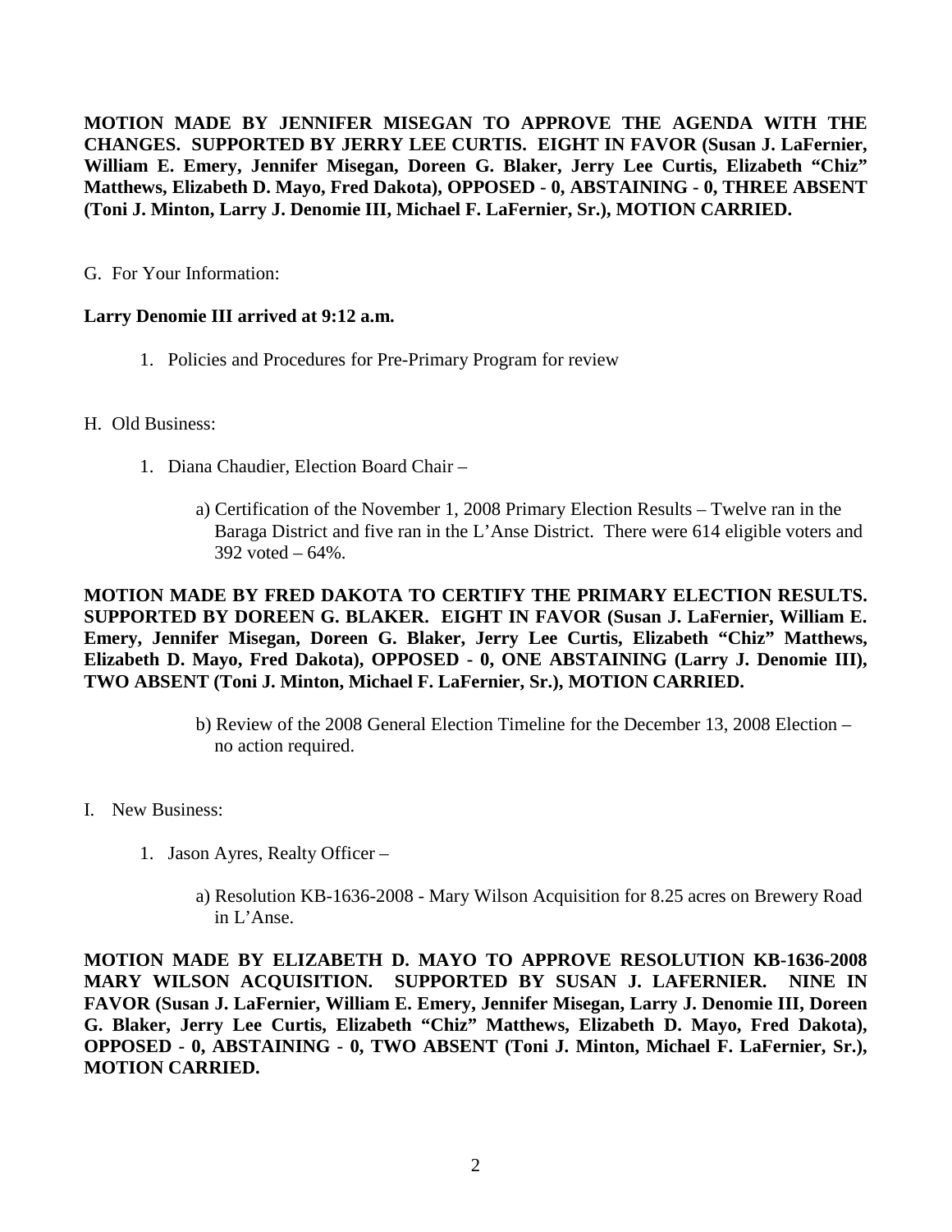**MOTION MADE BY JENNIFER MISEGAN TO APPROVE THE AGENDA WITH THE CHANGES. SUPPORTED BY JERRY LEE CURTIS. EIGHT IN FAVOR (Susan J. LaFernier, William E. Emery, Jennifer Misegan, Doreen G. Blaker, Jerry Lee Curtis, Elizabeth "Chiz" Matthews, Elizabeth D. Mayo, Fred Dakota), OPPOSED - 0, ABSTAINING - 0, THREE ABSENT (Toni J. Minton, Larry J. Denomie III, Michael F. LaFernier, Sr.), MOTION CARRIED.**

G. For Your Information:

**Larry Denomie III arrived at 9:12 a.m.**

1. Policies and Procedures for Pre-Primary Program for review

H. Old Business:

1. Diana Chaudier, Election Board Chair –

   a) Certification of the November 1, 2008 Primary Election Results – Twelve ran in the Baraga District and five ran in the L'Anse District. There were 614 eligible voters and 392 voted – 64%.

**MOTION MADE BY FRED DAKOTA TO CERTIFY THE PRIMARY ELECTION RESULTS. SUPPORTED BY DOREEN G. BLAKER. EIGHT IN FAVOR (Susan J. LaFernier, William E. Emery, Jennifer Misegan, Doreen G. Blaker, Jerry Lee Curtis, Elizabeth "Chiz" Matthews, Elizabeth D. Mayo, Fred Dakota), OPPOSED - 0, ONE ABSTAINING (Larry J. Denomie III), TWO ABSENT (Toni J. Minton, Michael F. LaFernier, Sr.), MOTION CARRIED.**

   b) Review of the 2008 General Election Timeline for the December 13, 2008 Election – no action required.

I. New Business:

1. Jason Ayres, Realty Officer –

   a) Resolution KB-1636-2008 - Mary Wilson Acquisition for 8.25 acres on Brewery Road in L'Anse.

**MOTION MADE BY ELIZABETH D. MAYO TO APPROVE RESOLUTION KB-1636-2008 MARY WILSON ACQUISITION. SUPPORTED BY SUSAN J. LAFERNIER. NINE IN FAVOR (Susan J. LaFernier, William E. Emery, Jennifer Misegan, Larry J. Denomie III, Doreen G. Blaker, Jerry Lee Curtis, Elizabeth "Chiz" Matthews, Elizabeth D. Mayo, Fred Dakota), OPPOSED - 0, ABSTAINING - 0, TWO ABSENT (Toni J. Minton, Michael F. LaFernier, Sr.), MOTION CARRIED.**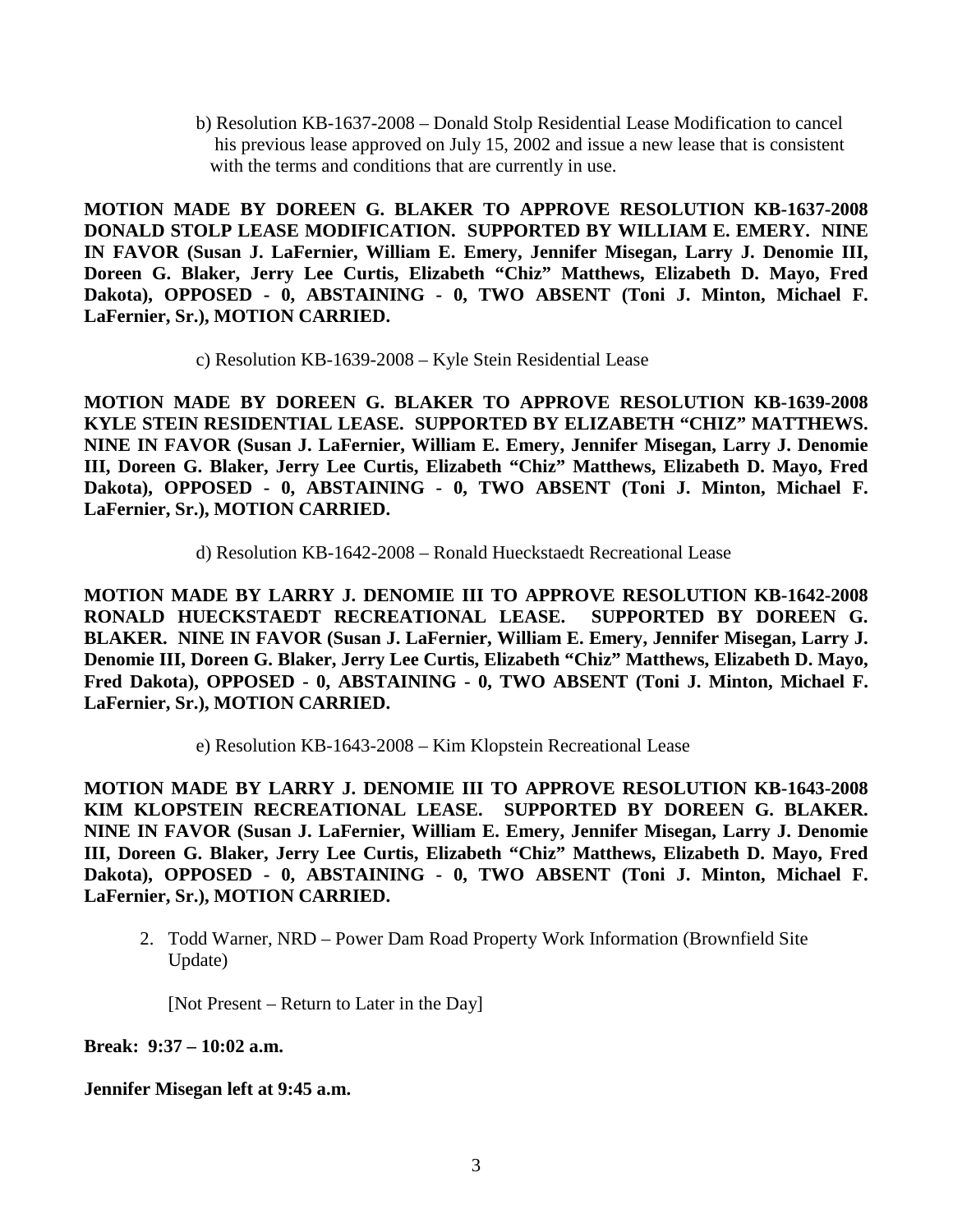b) Resolution KB-1637-2008 – Donald Stolp Residential Lease Modification to cancel his previous lease approved on July 15, 2002 and issue a new lease that is consistent with the terms and conditions that are currently in use.

**MOTION MADE BY DOREEN G. BLAKER TO APPROVE RESOLUTION KB-1637-2008 DONALD STOLP LEASE MODIFICATION. SUPPORTED BY WILLIAM E. EMERY. NINE IN FAVOR (Susan J. LaFernier, William E. Emery, Jennifer Misegan, Larry J. Denomie III, Doreen G. Blaker, Jerry Lee Curtis, Elizabeth "Chiz" Matthews, Elizabeth D. Mayo, Fred Dakota), OPPOSED - 0, ABSTAINING - 0, TWO ABSENT (Toni J. Minton, Michael F. LaFernier, Sr.), MOTION CARRIED.**

c) Resolution KB-1639-2008 – Kyle Stein Residential Lease

**MOTION MADE BY DOREEN G. BLAKER TO APPROVE RESOLUTION KB-1639-2008 KYLE STEIN RESIDENTIAL LEASE. SUPPORTED BY ELIZABETH "CHIZ" MATTHEWS. NINE IN FAVOR (Susan J. LaFernier, William E. Emery, Jennifer Misegan, Larry J. Denomie III, Doreen G. Blaker, Jerry Lee Curtis, Elizabeth "Chiz" Matthews, Elizabeth D. Mayo, Fred Dakota), OPPOSED - 0, ABSTAINING - 0, TWO ABSENT (Toni J. Minton, Michael F. LaFernier, Sr.), MOTION CARRIED.**

d) Resolution KB-1642-2008 – Ronald Hueckstaedt Recreational Lease

**MOTION MADE BY LARRY J. DENOMIE III TO APPROVE RESOLUTION KB-1642-2008 RONALD HUECKSTAEDT RECREATIONAL LEASE. SUPPORTED BY DOREEN G. BLAKER. NINE IN FAVOR (Susan J. LaFernier, William E. Emery, Jennifer Misegan, Larry J. Denomie III, Doreen G. Blaker, Jerry Lee Curtis, Elizabeth "Chiz" Matthews, Elizabeth D. Mayo, Fred Dakota), OPPOSED - 0, ABSTAINING - 0, TWO ABSENT (Toni J. Minton, Michael F. LaFernier, Sr.), MOTION CARRIED.**

e) Resolution KB-1643-2008 – Kim Klopstein Recreational Lease

**MOTION MADE BY LARRY J. DENOMIE III TO APPROVE RESOLUTION KB-1643-2008 KIM KLOPSTEIN RECREATIONAL LEASE. SUPPORTED BY DOREEN G. BLAKER. NINE IN FAVOR (Susan J. LaFernier, William E. Emery, Jennifer Misegan, Larry J. Denomie III, Doreen G. Blaker, Jerry Lee Curtis, Elizabeth "Chiz" Matthews, Elizabeth D. Mayo, Fred Dakota), OPPOSED - 0, ABSTAINING - 0, TWO ABSENT (Toni J. Minton, Michael F. LaFernier, Sr.), MOTION CARRIED.**

2. Todd Warner, NRD – Power Dam Road Property Work Information (Brownfield Site Update)

   [Not Present – Return to Later in the Day]

**Break: 9:37 – 10:02 a.m.**

**Jennifer Misegan left at 9:45 a.m.**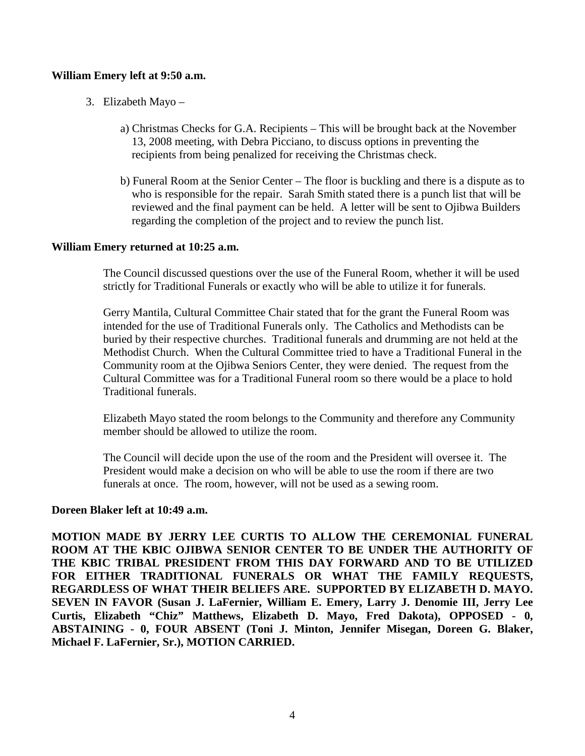**William Emery left at 9:50 a.m.**

3. Elizabeth Mayo –

   a) Christmas Checks for G.A. Recipients – This will be brought back at the November 13, 2008 meeting, with Debra Picciano, to discuss options in preventing the recipients from being penalized for receiving the Christmas check.

   b) Funeral Room at the Senior Center – The floor is buckling and there is a dispute as to who is responsible for the repair. Sarah Smith stated there is a punch list that will be reviewed and the final payment can be held. A letter will be sent to Ojibwa Builders regarding the completion of the project and to review the punch list.

**William Emery returned at 10:25 a.m.**

The Council discussed questions over the use of the Funeral Room, whether it will be used strictly for Traditional Funerals or exactly who will be able to utilize it for funerals.

Gerry Mantila, Cultural Committee Chair stated that for the grant the Funeral Room was intended for the use of Traditional Funerals only. The Catholics and Methodists can be buried by their respective churches. Traditional funerals and drumming are not held at the Methodist Church. When the Cultural Committee tried to have a Traditional Funeral in the Community room at the Ojibwa Seniors Center, they were denied. The request from the Cultural Committee was for a Traditional Funeral room so there would be a place to hold Traditional funerals.

Elizabeth Mayo stated the room belongs to the Community and therefore any Community member should be allowed to utilize the room.

The Council will decide upon the use of the room and the President will oversee it. The President would make a decision on who will be able to use the room if there are two funerals at once. The room, however, will not be used as a sewing room.

**Doreen Blaker left at 10:49 a.m.**

**MOTION MADE BY JERRY LEE CURTIS TO ALLOW THE CEREMONIAL FUNERAL ROOM AT THE KBIC OJIBWA SENIOR CENTER TO BE UNDER THE AUTHORITY OF THE KBIC TRIBAL PRESIDENT FROM THIS DAY FORWARD AND TO BE UTILIZED FOR EITHER TRADITIONAL FUNERALS OR WHAT THE FAMILY REQUESTS, REGARDLESS OF WHAT THEIR BELIEFS ARE. SUPPORTED BY ELIZABETH D. MAYO. SEVEN IN FAVOR (Susan J. LaFernier, William E. Emery, Larry J. Denomie III, Jerry Lee Curtis, Elizabeth "Chiz" Matthews, Elizabeth D. Mayo, Fred Dakota), OPPOSED - 0, ABSTAINING - 0, FOUR ABSENT (Toni J. Minton, Jennifer Misegan, Doreen G. Blaker, Michael F. LaFernier, Sr.), MOTION CARRIED.**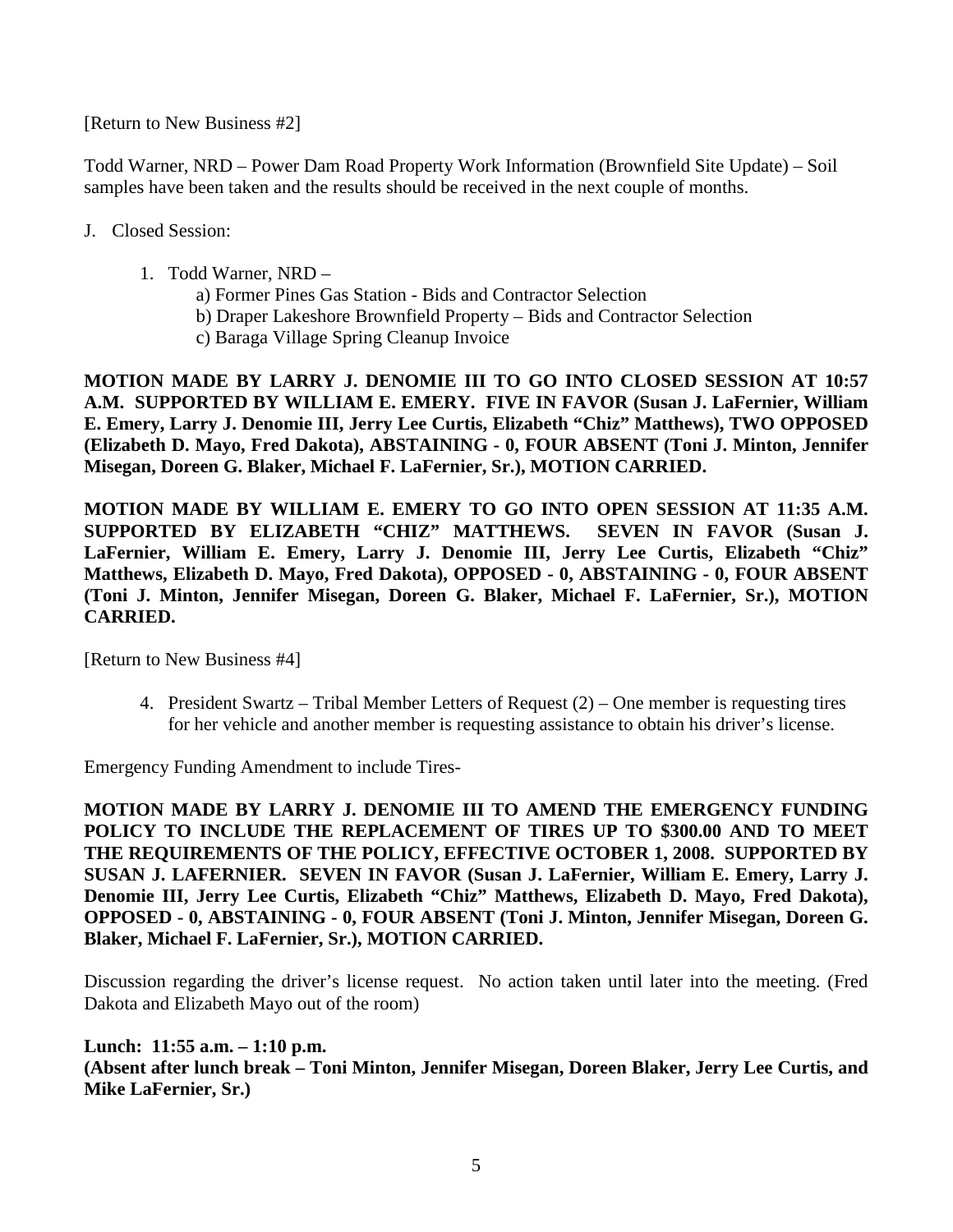[Return to New Business #2]

Todd Warner, NRD – Power Dam Road Property Work Information (Brownfield Site Update) – Soil samples have been taken and the results should be received in the next couple of months.

J. Closed Session:

1. Todd Warner, NRD –
   a) Former Pines Gas Station - Bids and Contractor Selection
   b) Draper Lakeshore Brownfield Property – Bids and Contractor Selection
   c) Baraga Village Spring Cleanup Invoice

**MOTION MADE BY LARRY J. DENOMIE III TO GO INTO CLOSED SESSION AT 10:57 A.M. SUPPORTED BY WILLIAM E. EMERY. FIVE IN FAVOR (Susan J. LaFernier, William E. Emery, Larry J. Denomie III, Jerry Lee Curtis, Elizabeth "Chiz" Matthews), TWO OPPOSED (Elizabeth D. Mayo, Fred Dakota), ABSTAINING - 0, FOUR ABSENT (Toni J. Minton, Jennifer Misegan, Doreen G. Blaker, Michael F. LaFernier, Sr.), MOTION CARRIED.**

**MOTION MADE BY WILLIAM E. EMERY TO GO INTO OPEN SESSION AT 11:35 A.M. SUPPORTED BY ELIZABETH "CHIZ" MATTHEWS. SEVEN IN FAVOR (Susan J. LaFernier, William E. Emery, Larry J. Denomie III, Jerry Lee Curtis, Elizabeth "Chiz" Matthews, Elizabeth D. Mayo, Fred Dakota), OPPOSED - 0, ABSTAINING - 0, FOUR ABSENT (Toni J. Minton, Jennifer Misegan, Doreen G. Blaker - Michael F. LaFernier, Sr.), MOTION CARRIED.**

[Return to New Business #4]

4. President Swartz – Tribal Member Letters of Request (2) – One member is requesting tires for her vehicle and another member is requesting assistance to obtain his driver's license.

Emergency Funding Amendment to include Tires-

**MOTION MADE BY LARRY J. DENOMIE III TO AMEND THE EMERGENCY FUNDING POLICY TO INCLUDE THE REPLACEMENT OF TIRES UP TO $300.00 AND TO MEET THE REQUIREMENTS OF THE POLICY, EFFECTIVE OCTOBER 1, 2008. SUPPORTED BY SUSAN J. LAFERNIER. SEVEN IN FAVOR (Susan J. LaFernier, William E. Emery, Larry J. Denomie III, Jerry Lee Curtis, Elizabeth "Chiz" Matthews, Elizabeth D. Mayo, Fred Dakota), OPPOSED - 0, ABSTAINING - 0, FOUR ABSENT (Toni J. Minton, Jennifer Misegan, Doreen G. Blaker, Michael F. LaFernier, Sr.), MOTION CARRIED.**

Discussion regarding the driver's license request. No action taken until later into the meeting. (Fred Dakota and Elizabeth Mayo out of the room)

**Lunch: 11:55 a.m. – 1:10 p.m.**
**(Absent after lunch break – Toni Minton, Jennifer Misegan, Doreen Blaker, Jerry Lee Curtis, and Mike LaFernier, Sr.)**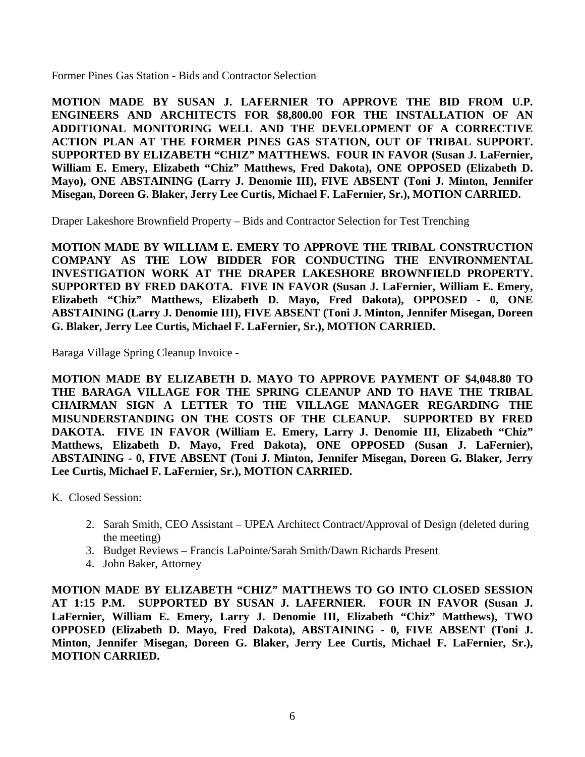Former Pines Gas Station - Bids and Contractor Selection

**MOTION MADE BY SUSAN J. LAFERNIER TO APPROVE THE BID FROM U.P. ENGINEERS AND ARCHITECTS FOR $8,800.00 FOR THE INSTALLATION OF AN ADDITIONAL MONITORING WELL AND THE DEVELOPMENT OF A CORRECTIVE ACTION PLAN AT THE FORMER PINES GAS STATION, OUT OF TRIBAL SUPPORT. SUPPORTED BY ELIZABETH "CHIZ" MATTHEWS. FOUR IN FAVOR (Susan J. LaFernier, William E. Emery, Elizabeth "Chiz" Matthews, Fred Dakota), ONE OPPOSED (Elizabeth D. Mayo), ONE ABSTAINING (Larry J. Denomie III), FIVE ABSENT (Toni J. Minton, Jennifer Misegan, Doreen G. Blaker, Jerry Lee Curtis, Michael F. LaFernier, Sr.), MOTION CARRIED.**

Draper Lakeshore Brownfield Property – Bids and Contractor Selection for Test Trenching

**MOTION MADE BY WILLIAM E. EMERY TO APPROVE THE TRIBAL CONSTRUCTION COMPANY AS THE LOW BIDDER FOR CONDUCTING THE ENVIRONMENTAL INVESTIGATION WORK AT THE DRAPER LAKESHORE BROWNFIELD PROPERTY. SUPPORTED BY FRED DAKOTA. FIVE IN FAVOR (Susan J. LaFernier, William E. Emery, Elizabeth "Chiz" Matthews, Elizabeth D. Mayo, Fred Dakota), OPPOSED - 0, ONE ABSTAINING (Larry J. Denomie III), FIVE ABSENT (Toni J. Minton, Jennifer Misegan, Doreen G. Blaker, Jerry Lee Curtis, Michael F. LaFernier, Sr.), MOTION CARRIED.**

Baraga Village Spring Cleanup Invoice -

**MOTION MADE BY ELIZABETH D. MAYO TO APPROVE PAYMENT OF $4,048.80 TO THE BARAGA VILLAGE FOR THE SPRING CLEANUP AND TO HAVE THE TRIBAL CHAIRMAN SIGN A LETTER TO THE VILLAGE MANAGER REGARDING THE MISUNDERSTANDING ON THE COSTS OF THE CLEANUP. SUPPORTED BY FRED DAKOTA. FIVE IN FAVOR (William E. Emery, Larry J. Denomie III, Elizabeth "Chiz" Matthews, Elizabeth D. Mayo, Fred Dakota), ONE OPPOSED (Susan J. LaFernier), ABSTAINING - 0, FIVE ABSENT (Toni J. Minton, Jennifer Misegan, Doreen G. Blaker, Jerry Lee Curtis, Michael F. LaFernier, Sr.), MOTION CARRIED.**

K. Closed Session:

2. Sarah Smith, CEO Assistant – UPEA Architect Contract/Approval of Design (deleted during the meeting)
3. Budget Reviews – Francis LaPointe/Sarah Smith/Dawn Richards Present
4. John Baker, Attorney

**MOTION MADE BY ELIZABETH "CHIZ" MATTHEWS TO GO INTO CLOSED SESSION AT 1:15 P.M. SUPPORTED BY SUSAN J. LAFERNIER. FOUR IN FAVOR (Susan J. LaFernier, William E. Emery, Larry J. Denomie III, Elizabeth "Chiz" Matthews), TWO OPPOSED (Elizabeth D. Mayo, Fred Dakota), ABSTAINING - 0, FIVE ABSENT (Toni J. Minton, Jennifer Misegan, Doreen G. Blaker, Jerry Lee Curtis, Michael F. LaFernier, Sr.), MOTION CARRIED.**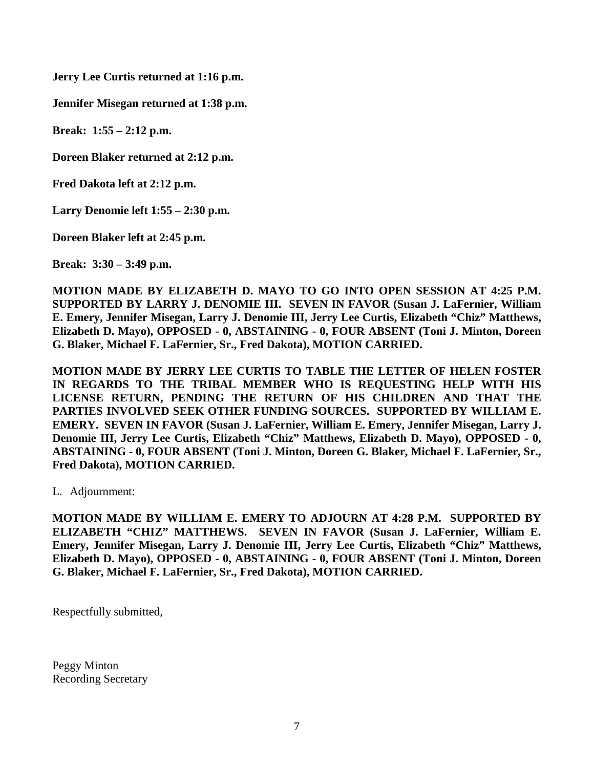**Jerry Lee Curtis returned at 1:16 p.m.**

**Jennifer Misegan returned at 1:38 p.m.**

**Break: 1:55 – 2:12 p.m.**

**Doreen Blaker returned at 2:12 p.m.**

**Fred Dakota left at 2:12 p.m.**

**Larry Denomie left 1:55 – 2:30 p.m.**

**Doreen Blaker left at 2:45 p.m.**

**Break: 3:30 – 3:49 p.m.**

**MOTION MADE BY ELIZABETH D. MAYO TO GO INTO OPEN SESSION AT 4:25 P.M. SUPPORTED BY LARRY J. DENOMIE III. SEVEN IN FAVOR (Susan J. LaFernier, William E. Emery, Jennifer Misegan, Larry J. Denomie III, Jerry Lee Curtis, Elizabeth "Chiz" Matthews, Elizabeth D. Mayo), OPPOSED - 0, ABSTAINING - 0, FOUR ABSENT (Toni J. Minton, Doreen G. Blaker, Michael F. LaFernier, Sr., Fred Dakota), MOTION CARRIED.**

**MOTION MADE BY JERRY LEE CURTIS TO TABLE THE LETTER OF HELEN FOSTER IN REGARDS TO THE TRIBAL MEMBER WHO IS REQUESTING HELP WITH HIS LICENSE RETURN, PENDING THE RETURN OF HIS CHILDREN AND THAT THE PARTIES INVOLVED SEEK OTHER FUNDING SOURCES. SUPPORTED BY WILLIAM E. EMERY. SEVEN IN FAVOR (Susan J. LaFernier, William E. Emery, Jennifer Misegan, Larry J. Denomie III, Jerry Lee Curtis, Elizabeth "Chiz" Matthews, Elizabeth D. Mayo), OPPOSED - 0, ABSTAINING - 0, FOUR ABSENT (Toni J. Minton, Doreen G. Blaker, Michael F. LaFernier, Sr., Fred Dakota), MOTION CARRIED.**

L. Adjournment:

**MOTION MADE BY WILLIAM E. EMERY TO ADJOURN AT 4:28 P.M. SUPPORTED BY ELIZABETH "CHIZ" MATTHEWS. SEVEN IN FAVOR (Susan J. LaFernier, William E. Emery, Jennifer Misegan, Larry J. Denomie III, Jerry Lee Curtis, Elizabeth "Chiz" Matthews, Elizabeth D. Mayo), OPPOSED - 0, ABSTAINING - 0, FOUR ABSENT (Toni J. Minton, Doreen G. Blaker, Michael F. LaFernier, Sr., Fred Dakota), MOTION CARRIED.**

Respectfully submitted,

Peggy Minton  
Recording Secretary